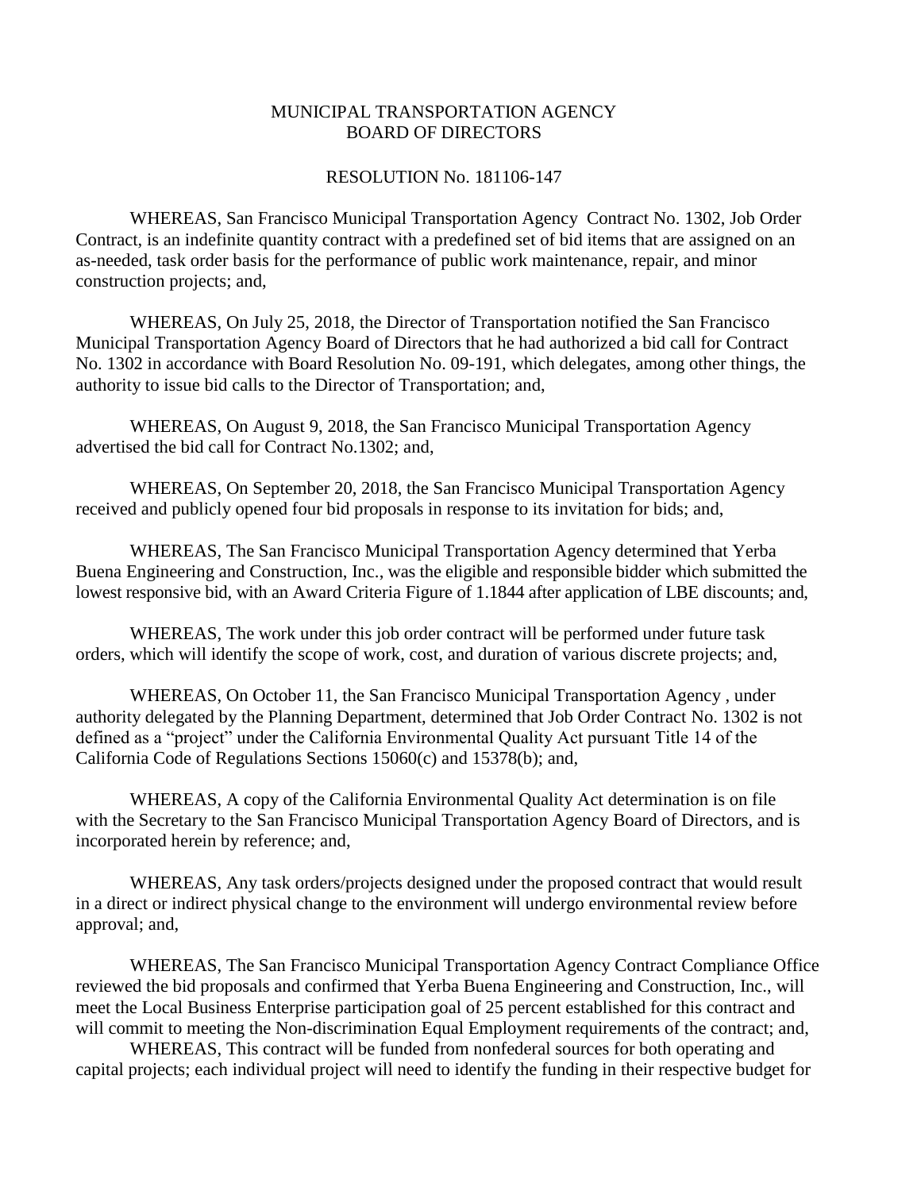MUNICIPAL TRANSPORTATION AGENCY
BOARD OF DIRECTORS

RESOLUTION No. 181106-147

WHEREAS, San Francisco Municipal Transportation Agency Contract No. 1302, Job Order Contract, is an indefinite quantity contract with a predefined set of bid items that are assigned on an as-needed, task order basis for the performance of public work maintenance, repair, and minor construction projects; and,

WHEREAS, On July 25, 2018, the Director of Transportation notified the San Francisco Municipal Transportation Agency Board of Directors that he had authorized a bid call for Contract No. 1302 in accordance with Board Resolution No. 09-191, which delegates, among other things, the authority to issue bid calls to the Director of Transportation; and,

WHEREAS, On August 9, 2018, the San Francisco Municipal Transportation Agency advertised the bid call for Contract No.1302; and,

WHEREAS, On September 20, 2018, the San Francisco Municipal Transportation Agency received and publicly opened four bid proposals in response to its invitation for bids; and,

WHEREAS, The San Francisco Municipal Transportation Agency determined that Yerba Buena Engineering and Construction, Inc., was the eligible and responsible bidder which submitted the lowest responsive bid, with an Award Criteria Figure of 1.1844 after application of LBE discounts; and,

WHEREAS, The work under this job order contract will be performed under future task orders, which will identify the scope of work, cost, and duration of various discrete projects; and,

WHEREAS, On October 11, the San Francisco Municipal Transportation Agency , under authority delegated by the Planning Department, determined that Job Order Contract No. 1302 is not defined as a "project" under the California Environmental Quality Act pursuant Title 14 of the California Code of Regulations Sections 15060(c) and 15378(b); and,

WHEREAS, A copy of the California Environmental Quality Act determination is on file with the Secretary to the San Francisco Municipal Transportation Agency Board of Directors, and is incorporated herein by reference; and,

WHEREAS, Any task orders/projects designed under the proposed contract that would result in a direct or indirect physical change to the environment will undergo environmental review before approval; and,

WHEREAS, The San Francisco Municipal Transportation Agency Contract Compliance Office reviewed the bid proposals and confirmed that Yerba Buena Engineering and Construction, Inc., will meet the Local Business Enterprise participation goal of 25 percent established for this contract and will commit to meeting the Non-discrimination Equal Employment requirements of the contract; and,

WHEREAS, This contract will be funded from nonfederal sources for both operating and capital projects; each individual project will need to identify the funding in their respective budget for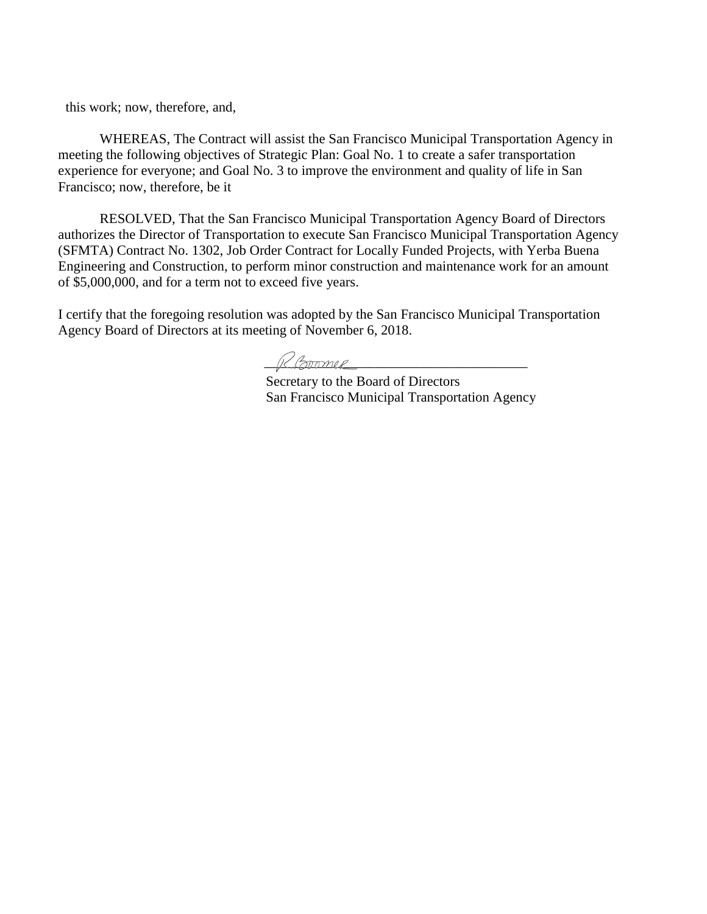this work; now, therefore, and,

WHEREAS, The Contract will assist the San Francisco Municipal Transportation Agency in meeting the following objectives of Strategic Plan: Goal No. 1 to create a safer transportation experience for everyone; and Goal No. 3 to improve the environment and quality of life in San Francisco; now, therefore, be it

RESOLVED, That the San Francisco Municipal Transportation Agency Board of Directors authorizes the Director of Transportation to execute San Francisco Municipal Transportation Agency (SFMTA) Contract No. 1302, Job Order Contract for Locally Funded Projects, with Yerba Buena Engineering and Construction, to perform minor construction and maintenance work for an amount of $5,000,000, and for a term not to exceed five years.

I certify that the foregoing resolution was adopted by the San Francisco Municipal Transportation Agency Board of Directors at its meeting of November 6, 2018.

R. Boomer

Secretary to the Board of Directors
San Francisco Municipal Transportation Agency